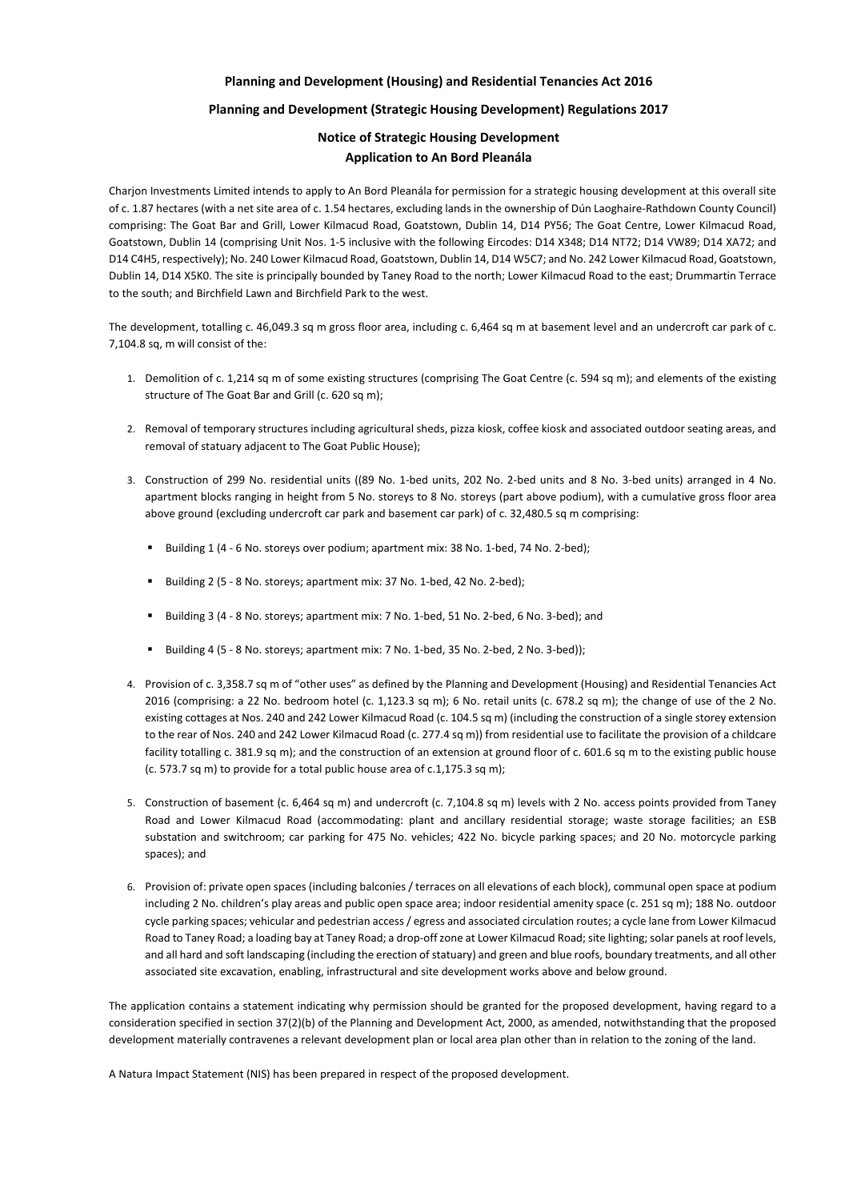**Planning and Development (Housing) and Residential Tenancies Act 2016**

**Planning and Development (Strategic Housing Development) Regulations 2017**

**Notice of Strategic Housing Development**
**Application to An Bord Pleanála**

Charjon Investments Limited intends to apply to An Bord Pleanála for permission for a strategic housing development at this overall site of c. 1.87 hectares (with a net site area of c. 1.54 hectares, excluding lands in the ownership of Dún Laoghaire-Rathdown County Council) comprising: The Goat Bar and Grill, Lower Kilmacud Road, Goatstown, Dublin 14, D14 PY56; The Goat Centre, Lower Kilmacud Road, Goatstown, Dublin 14 (comprising Unit Nos. 1-5 inclusive with the following Eircodes: D14 X348; D14 NT72; D14 VW89; D14 XA72; and D14 C4H5, respectively); No. 240 Lower Kilmacud Road, Goatstown, Dublin 14, D14 W5C7; and No. 242 Lower Kilmacud Road, Goatstown, Dublin 14, D14 X5K0. The site is principally bounded by Taney Road to the north; Lower Kilmacud Road to the east; Drummartin Terrace to the south; and Birchfield Lawn and Birchfield Park to the west.

The development, totalling c. 46,049.3 sq m gross floor area, including c. 6,464 sq m at basement level and an undercroft car park of c. 7,104.8 sq, m will consist of the:

1. Demolition of c. 1,214 sq m of some existing structures (comprising The Goat Centre (c. 594 sq m); and elements of the existing structure of The Goat Bar and Grill (c. 620 sq m);
2. Removal of temporary structures including agricultural sheds, pizza kiosk, coffee kiosk and associated outdoor seating areas, and removal of statuary adjacent to The Goat Public House);
3. Construction of 299 No. residential units ((89 No. 1-bed units, 202 No. 2-bed units and 8 No. 3-bed units) arranged in 4 No. apartment blocks ranging in height from 5 No. storeys to 8 No. storeys (part above podium), with a cumulative gross floor area above ground (excluding undercroft car park and basement car park) of c. 32,480.5 sq m comprising:
   - Building 1 (4 - 6 No. storeys over podium; apartment mix: 38 No. 1-bed, 74 No. 2-bed);
   - Building 2 (5 - 8 No. storeys; apartment mix: 37 No. 1-bed, 42 No. 2-bed);
   - Building 3 (4 - 8 No. storeys; apartment mix: 7 No. 1-bed, 51 No. 2-bed, 6 No. 3-bed); and
   - Building 4 (5 - 8 No. storeys; apartment mix: 7 No. 1-bed, 35 No. 2-bed, 2 No. 3-bed));
4. Provision of c. 3,358.7 sq m of "other uses" as defined by the Planning and Development (Housing) and Residential Tenancies Act 2016 (comprising: a 22 No. bedroom hotel (c. 1,123.3 sq m); 6 No. retail units (c. 678.2 sq m); the change of use of the 2 No. existing cottages at Nos. 240 and 242 Lower Kilmacud Road (c. 104.5 sq m) (including the construction of a single storey extension to the rear of Nos. 240 and 242 Lower Kilmacud Road (c. 277.4 sq m)) from residential use to facilitate the provision of a childcare facility totalling c. 381.9 sq m); and the construction of an extension at ground floor of c. 601.6 sq m to the existing public house (c. 573.7 sq m) to provide for a total public house area of c.1,175.3 sq m);
5. Construction of basement (c. 6,464 sq m) and undercroft (c. 7,104.8 sq m) levels with 2 No. access points provided from Taney Road and Lower Kilmacud Road (accommodating: plant and ancillary residential storage; waste storage facilities; an ESB substation and switchroom; car parking for 475 No. vehicles; 422 No. bicycle parking spaces; and 20 No. motorcycle parking spaces); and
6. Provision of: private open spaces (including balconies / terraces on all elevations of each block), communal open space at podium including 2 No. children's play areas and public open space area; indoor residential amenity space (c. 251 sq m); 188 No. outdoor cycle parking spaces; vehicular and pedestrian access / egress and associated circulation routes; a cycle lane from Lower Kilmacud Road to Taney Road; a loading bay at Taney Road; a drop-off zone at Lower Kilmacud Road; site lighting; solar panels at roof levels, and all hard and soft landscaping (including the erection of statuary) and green and blue roofs, boundary treatments, and all other associated site excavation, enabling, infrastructural and site development works above and below ground.

The application contains a statement indicating why permission should be granted for the proposed development, having regard to a consideration specified in section 37(2)(b) of the Planning and Development Act, 2000, as amended, notwithstanding that the proposed development materially contravenes a relevant development plan or local area plan other than in relation to the zoning of the land.

A Natura Impact Statement (NIS) has been prepared in respect of the proposed development.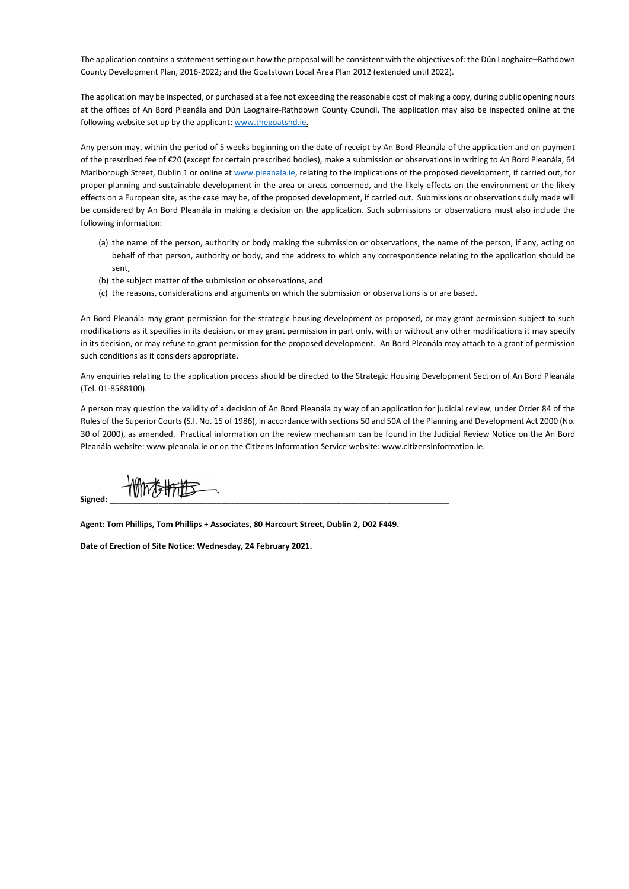The application contains a statement setting out how the proposal will be consistent with the objectives of: the Dún Laoghaire–Rathdown County Development Plan, 2016-2022; and the Goatstown Local Area Plan 2012 (extended until 2022).

The application may be inspected, or purchased at a fee not exceeding the reasonable cost of making a copy, during public opening hours at the offices of An Bord Pleanála and Dún Laoghaire-Rathdown County Council. The application may also be inspected online at the following website set up by the applicant: www.thegoatshd.ie.

Any person may, within the period of 5 weeks beginning on the date of receipt by An Bord Pleanála of the application and on payment of the prescribed fee of €20 (except for certain prescribed bodies), make a submission or observations in writing to An Bord Pleanála, 64 Marlborough Street, Dublin 1 or online at www.pleanala.ie, relating to the implications of the proposed development, if carried out, for proper planning and sustainable development in the area or areas concerned, and the likely effects on the environment or the likely effects on a European site, as the case may be, of the proposed development, if carried out. Submissions or observations duly made will be considered by An Bord Pleanála in making a decision on the application. Such submissions or observations must also include the following information:

(a) the name of the person, authority or body making the submission or observations, the name of the person, if any, acting on behalf of that person, authority or body, and the address to which any correspondence relating to the application should be sent,
(b) the subject matter of the submission or observations, and
(c) the reasons, considerations and arguments on which the submission or observations is or are based.

An Bord Pleanála may grant permission for the strategic housing development as proposed, or may grant permission subject to such modifications as it specifies in its decision, or may grant permission in part only, with or without any other modifications it may specify in its decision, or may refuse to grant permission for the proposed development. An Bord Pleanála may attach to a grant of permission such conditions as it considers appropriate.

Any enquiries relating to the application process should be directed to the Strategic Housing Development Section of An Bord Pleanála (Tel. 01-8588100).

A person may question the validity of a decision of An Bord Pleanála by way of an application for judicial review, under Order 84 of the Rules of the Superior Courts (S.I. No. 15 of 1986), in accordance with sections 50 and 50A of the Planning and Development Act 2000 (No. 30 of 2000), as amended. Practical information on the review mechanism can be found in the Judicial Review Notice on the An Bord Pleanála website: www.pleanala.ie or on the Citizens Information Service website: www.citizensinformation.ie.

**Signed:** ______________________________________________

**Agent: Tom Phillips, Tom Phillips + Associates, 80 Harcourt Street, Dublin 2, D02 F449.**

**Date of Erection of Site Notice: Wednesday, 24 February 2021.**